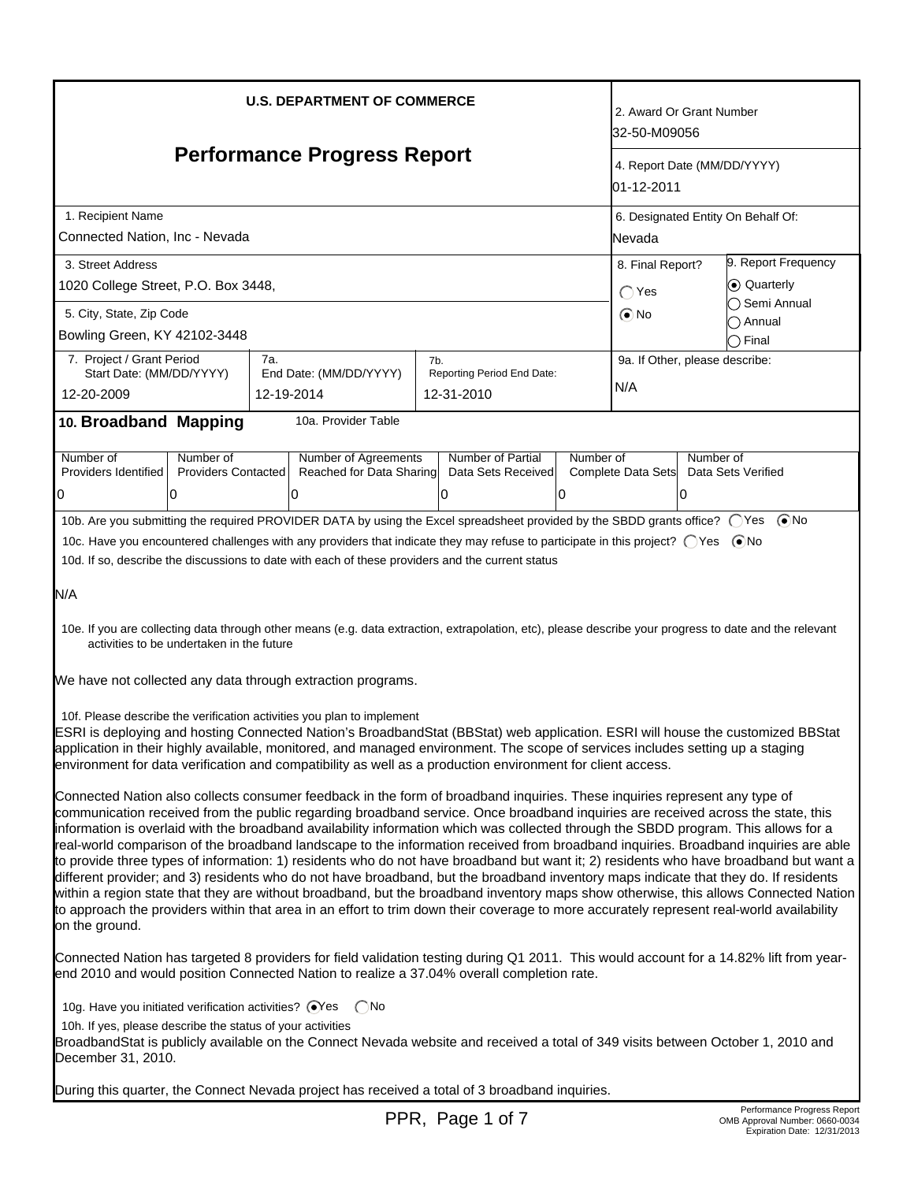# U.S. DEPARTMENT OF COMMERCE

## Performance Progress Report

| Field | Value |
| --- | --- |
| 2. Award Or Grant Number | 32-50-M09056 |
| 4. Report Date (MM/DD/YYYY) | 01-12-2011 |
| 1. Recipient Name | Connected Nation, Inc - Nevada |
| 6. Designated Entity On Behalf Of: | Nevada |
| 3. Street Address | 1020 College Street, P.O. Box 3448, |
| 5. City, State, Zip Code | Bowling Green, KY 42102-3448 |
| 8. Final Report? | ○ Yes ◉ No |
| 9. Report Frequency | ◉ Quarterly ○ Semi Annual ○ Annual ○ Final |
| 7. Project / Grant Period Start Date: (MM/DD/YYYY) | 12-20-2009 |
| 7a. End Date: (MM/DD/YYYY) | 12-19-2014 |
| 7b. Reporting Period End Date: | 12-31-2010 |
| 9a. If Other, please describe: | N/A |

## 10. Broadband Mapping

10a. Provider Table

| Number of Providers Identified | Number of Providers Contacted | Number of Agreements Reached for Data Sharing | Number of Partial Data Sets Received | Number of Complete Data Sets | Number of Data Sets Verified |
| --- | --- | --- | --- | --- | --- |
| 0 | 0 | 0 | 0 | 0 | 0 |

10b. Are you submitting the required PROVIDER DATA by using the Excel spreadsheet provided by the SBDD grants office? ○ Yes ◉ No

10c. Have you encountered challenges with any providers that indicate they may refuse to participate in this project? ○ Yes ◉ No

10d. If so, describe the discussions to date with each of these providers and the current status

N/A

10e. If you are collecting data through other means (e.g. data extraction, extrapolation, etc), please describe your progress to date and the relevant activities to be undertaken in the future

We have not collected any data through extraction programs.

10f. Please describe the verification activities you plan to implement

ESRI is deploying and hosting Connected Nation's BroadbandStat (BBStat) web application. ESRI will house the customized BBStat application in their highly available, monitored, and managed environment. The scope of services includes setting up a staging environment for data verification and compatibility as well as a production environment for client access.

Connected Nation also collects consumer feedback in the form of broadband inquiries. These inquiries represent any type of communication received from the public regarding broadband service. Once broadband inquiries are received across the state, this information is overlaid with the broadband availability information which was collected through the SBDD program. This allows for a real-world comparison of the broadband landscape to the information received from broadband inquiries. Broadband inquiries are able to provide three types of information: 1) residents who do not have broadband but want it; 2) residents who have broadband but want a different provider; and 3) residents who do not have broadband, but the broadband inventory maps indicate that they do. If residents within a region state that they are without broadband, but the broadband inventory maps show otherwise, this allows Connected Nation to approach the providers within that area in an effort to trim down their coverage to more accurately represent real-world availability on the ground.

Connected Nation has targeted 8 providers for field validation testing during Q1 2011. This would account for a 14.82% lift from year-end 2010 and would position Connected Nation to realize a 37.04% overall completion rate.

10g. Have you initiated verification activities? ◉ Yes ○ No

10h. If yes, please describe the status of your activities

BroadbandStat is publicly available on the Connect Nevada website and received a total of 349 visits between October 1, 2010 and December 31, 2010.

During this quarter, the Connect Nevada project has received a total of 3 broadband inquiries.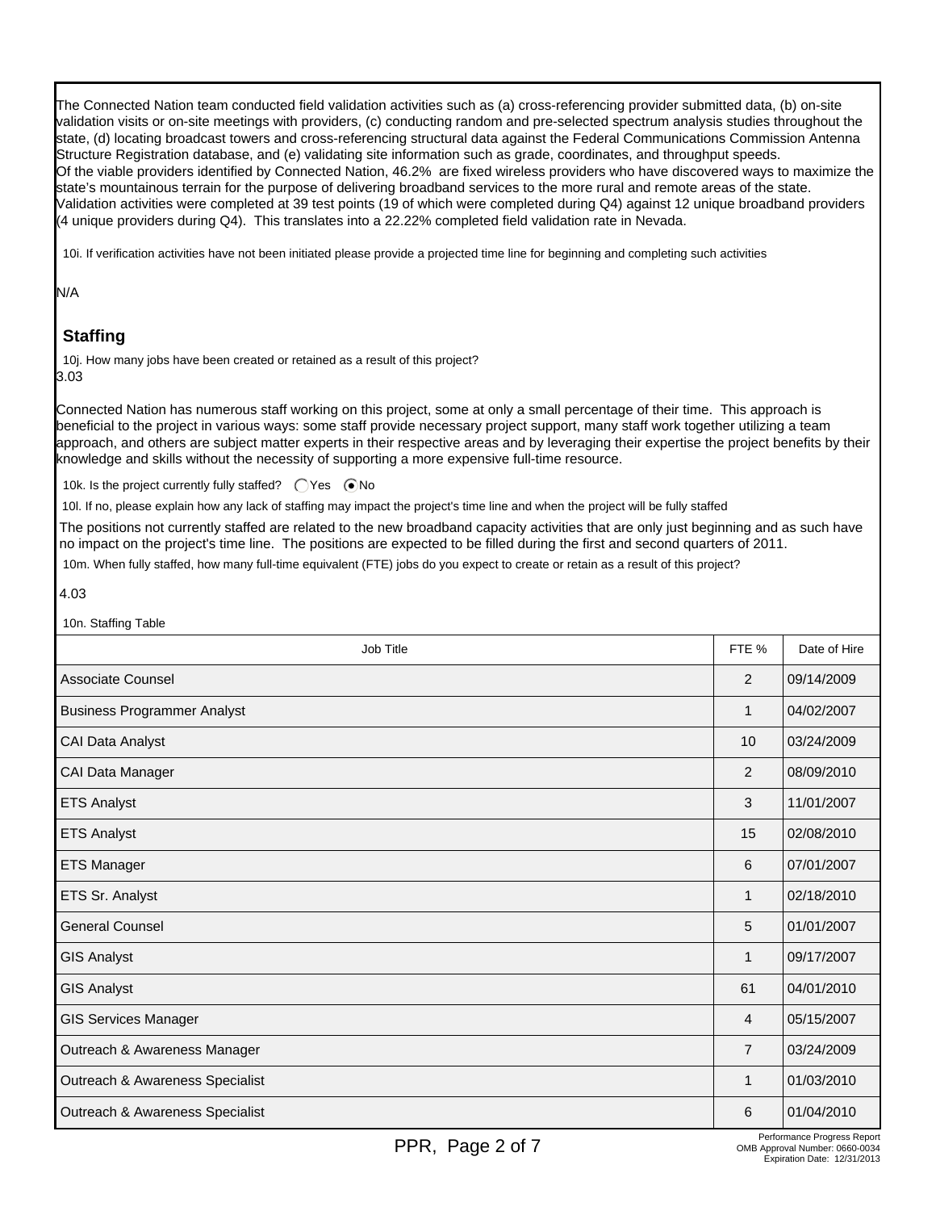The Connected Nation team conducted field validation activities such as (a) cross-referencing provider submitted data, (b) on-site validation visits or on-site meetings with providers, (c) conducting random and pre-selected spectrum analysis studies throughout the state, (d) locating broadcast towers and cross-referencing structural data against the Federal Communications Commission Antenna Structure Registration database, and (e) validating site information such as grade, coordinates, and throughput speeds.
Of the viable providers identified by Connected Nation, 46.2% are fixed wireless providers who have discovered ways to maximize the state's mountainous terrain for the purpose of delivering broadband services to the more rural and remote areas of the state.
Validation activities were completed at 39 test points (19 of which were completed during Q4) against 12 unique broadband providers (4 unique providers during Q4). This translates into a 22.22% completed field validation rate in Nevada.

10i. If verification activities have not been initiated please provide a projected time line for beginning and completing such activities

N/A

## Staffing

10j. How many jobs have been created or retained as a result of this project?

3.03

Connected Nation has numerous staff working on this project, some at only a small percentage of their time. This approach is beneficial to the project in various ways: some staff provide necessary project support, many staff work together utilizing a team approach, and others are subject matter experts in their respective areas and by leveraging their expertise the project benefits by their knowledge and skills without the necessity of supporting a more expensive full-time resource.

10k. Is the project currently fully staffed? ◯ Yes ◉ No

10l. If no, please explain how any lack of staffing may impact the project's time line and when the project will be fully staffed

The positions not currently staffed are related to the new broadband capacity activities that are only just beginning and as such have no impact on the project's time line. The positions are expected to be filled during the first and second quarters of 2011.

10m. When fully staffed, how many full-time equivalent (FTE) jobs do you expect to create or retain as a result of this project?

4.03

10n. Staffing Table

| Job Title | FTE % | Date of Hire |
|---|---|---|
| Associate Counsel | 2 | 09/14/2009 |
| Business Programmer Analyst | 1 | 04/02/2007 |
| CAI Data Analyst | 10 | 03/24/2009 |
| CAI Data Manager | 2 | 08/09/2010 |
| ETS Analyst | 3 | 11/01/2007 |
| ETS Analyst | 15 | 02/08/2010 |
| ETS Manager | 6 | 07/01/2007 |
| ETS Sr. Analyst | 1 | 02/18/2010 |
| General Counsel | 5 | 01/01/2007 |
| GIS Analyst | 1 | 09/17/2007 |
| GIS Analyst | 61 | 04/01/2010 |
| GIS Services Manager | 4 | 05/15/2007 |
| Outreach & Awareness Manager | 7 | 03/24/2009 |
| Outreach & Awareness Specialist | 1 | 01/03/2010 |
| Outreach & Awareness Specialist | 6 | 01/04/2010 |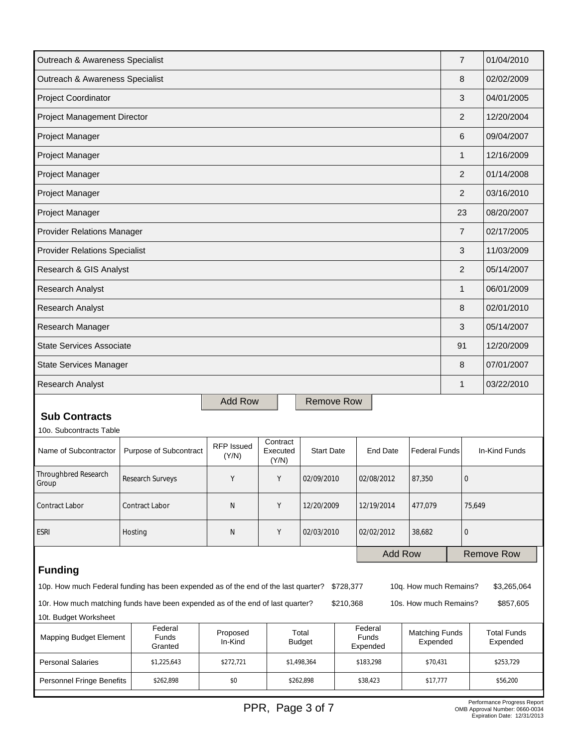| | | |
|---|---|---|
| Outreach & Awareness Specialist | 7 | 01/04/2010 |
| Outreach & Awareness Specialist | 8 | 02/02/2009 |
| Project Coordinator | 3 | 04/01/2005 |
| Project Management Director | 2 | 12/20/2004 |
| Project Manager | 6 | 09/04/2007 |
| Project Manager | 1 | 12/16/2009 |
| Project Manager | 2 | 01/14/2008 |
| Project Manager | 2 | 03/16/2010 |
| Project Manager | 23 | 08/20/2007 |
| Provider Relations Manager | 7 | 02/17/2005 |
| Provider Relations Specialist | 3 | 11/03/2009 |
| Research & GIS Analyst | 2 | 05/14/2007 |
| Research Analyst | 1 | 06/01/2009 |
| Research Analyst | 8 | 02/01/2010 |
| Research Manager | 3 | 05/14/2007 |
| State Services Associate | 91 | 12/20/2009 |
| State Services Manager | 8 | 07/01/2007 |
| Research Analyst | 1 | 03/22/2010 |

Add Row Remove Row

## Sub Contracts

10o. Subcontracts Table

| Name of Subcontractor | Purpose of Subcontract | RFP Issued (Y/N) | Contract Executed (Y/N) | Start Date | End Date | Federal Funds | In-Kind Funds |
|---|---|---|---|---|---|---|---|
| Throughbred Research Group | Research Surveys | Y | Y | 02/09/2010 | 02/08/2012 | 87,350 | 0 |
| Contract Labor | Contract Labor | N | Y | 12/20/2009 | 12/19/2014 | 477,079 | 75,649 |
| ESRI | Hosting | N | Y | 02/03/2010 | 02/02/2012 | 38,682 | 0 |

Add Row Remove Row

## Funding

10p. How much Federal funding has been expended as of the end of the last quarter? $728,377 10q. How much Remains? $3,265,064

10r. How much matching funds have been expended as of the end of last quarter? $210,368 10s. How much Remains? $857,605

10t. Budget Worksheet

| Mapping Budget Element | Federal Funds Granted | Proposed In-Kind | Total Budget | Federal Funds Expended | Matching Funds Expended | Total Funds Expended |
|---|---|---|---|---|---|---|
| Personal Salaries | $1,225,643 | $272,721 | $1,498,364 | $183,298 | $70,431 | $253,729 |
| Personnel Fringe Benefits | $262,898 | $0 | $262,898 | $38,423 | $17,777 | $56,200 |

Performance Progress Report
OMB Approval Number: 0660-0034
Expiration Date: 12/31/2013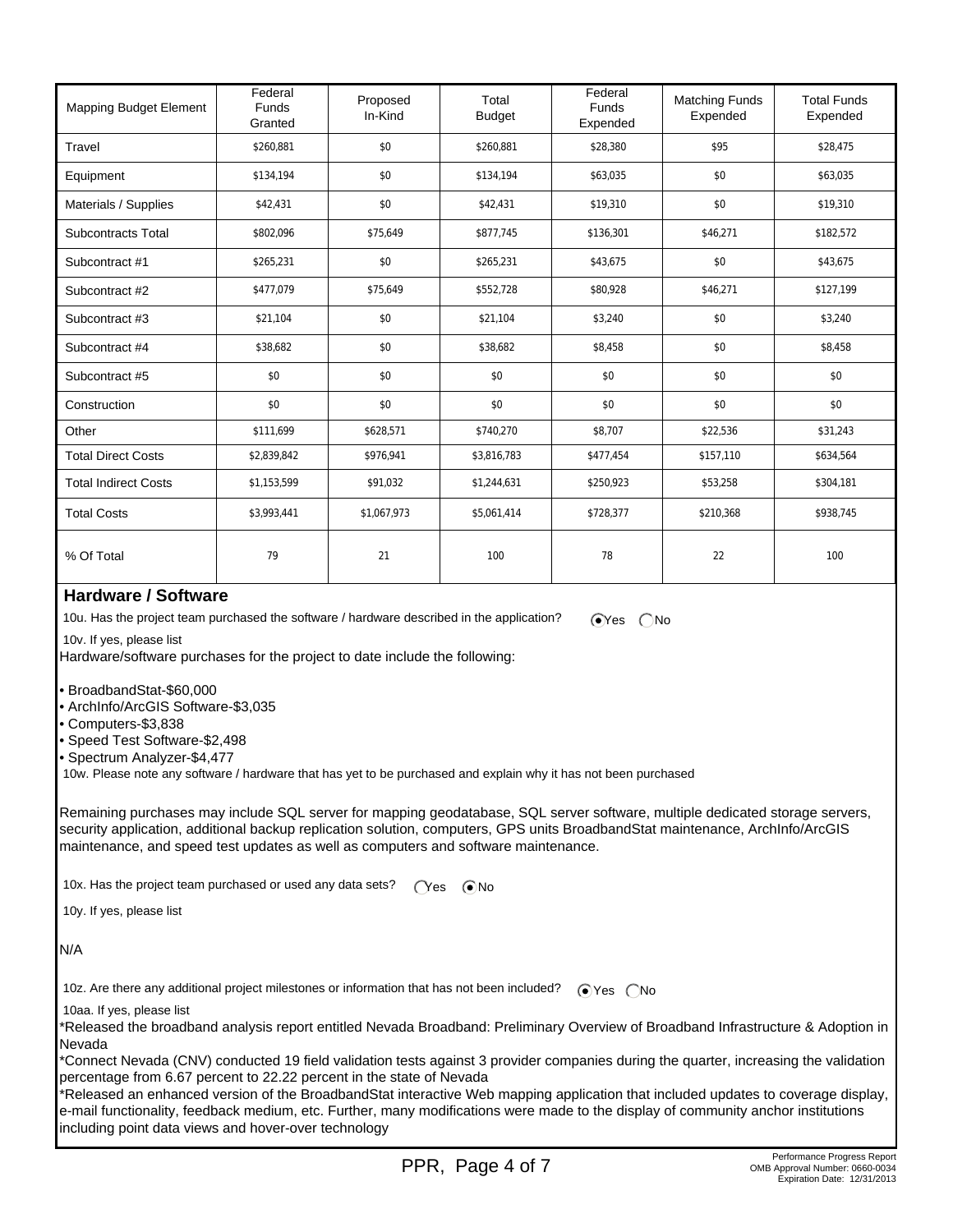| Mapping Budget Element | Federal Funds Granted | Proposed In-Kind | Total Budget | Federal Funds Expended | Matching Funds Expended | Total Funds Expended |
|---|---|---|---|---|---|---|
| Travel | $260,881 | $0 | $260,881 | $28,380 | $95 | $28,475 |
| Equipment | $134,194 | $0 | $134,194 | $63,035 | $0 | $63,035 |
| Materials / Supplies | $42,431 | $0 | $42,431 | $19,310 | $0 | $19,310 |
| Subcontracts Total | $802,096 | $75,649 | $877,745 | $136,301 | $46,271 | $182,572 |
| Subcontract #1 | $265,231 | $0 | $265,231 | $43,675 | $0 | $43,675 |
| Subcontract #2 | $477,079 | $75,649 | $552,728 | $80,928 | $46,271 | $127,199 |
| Subcontract #3 | $21,104 | $0 | $21,104 | $3,240 | $0 | $3,240 |
| Subcontract #4 | $38,682 | $0 | $38,682 | $8,458 | $0 | $8,458 |
| Subcontract #5 | $0 | $0 | $0 | $0 | $0 | $0 |
| Construction | $0 | $0 | $0 | $0 | $0 | $0 |
| Other | $111,699 | $628,571 | $740,270 | $8,707 | $22,536 | $31,243 |
| Total Direct Costs | $2,839,842 | $976,941 | $3,816,783 | $477,454 | $157,110 | $634,564 |
| Total Indirect Costs | $1,153,599 | $91,032 | $1,244,631 | $250,923 | $53,258 | $304,181 |
| Total Costs | $3,993,441 | $1,067,973 | $5,061,414 | $728,377 | $210,368 | $938,745 |
| % Of Total | 79 | 21 | 100 | 78 | 22 | 100 |

## Hardware / Software

10u. Has the project team purchased the software / hardware described in the application? (●) Yes ( ) No

10v. If yes, please list

Hardware/software purchases for the project to date include the following:

- BroadbandStat-$60,000
- ArchInfo/ArcGIS Software-$3,035
- Computers-$3,838
- Speed Test Software-$2,498
- Spectrum Analyzer-$4,477

10w. Please note any software / hardware that has yet to be purchased and explain why it has not been purchased

Remaining purchases may include SQL server for mapping geodatabase, SQL server software, multiple dedicated storage servers, security application, additional backup replication solution, computers, GPS units BroadbandStat maintenance, ArchInfo/ArcGIS maintenance, and speed test updates as well as computers and software maintenance.

10x. Has the project team purchased or used any data sets? ( ) Yes (●) No

10y. If yes, please list

N/A

10z. Are there any additional project milestones or information that has not been included? (●) Yes ( ) No

10aa. If yes, please list

*Released the broadband analysis report entitled Nevada Broadband: Preliminary Overview of Broadband Infrastructure & Adoption in Nevada
*Connect Nevada (CNV) conducted 19 field validation tests against 3 provider companies during the quarter, increasing the validation percentage from 6.67 percent to 22.22 percent in the state of Nevada
*Released an enhanced version of the BroadbandStat interactive Web mapping application that included updates to coverage display, e-mail functionality, feedback medium, etc. Further, many modifications were made to the display of community anchor institutions including point data views and hover-over technology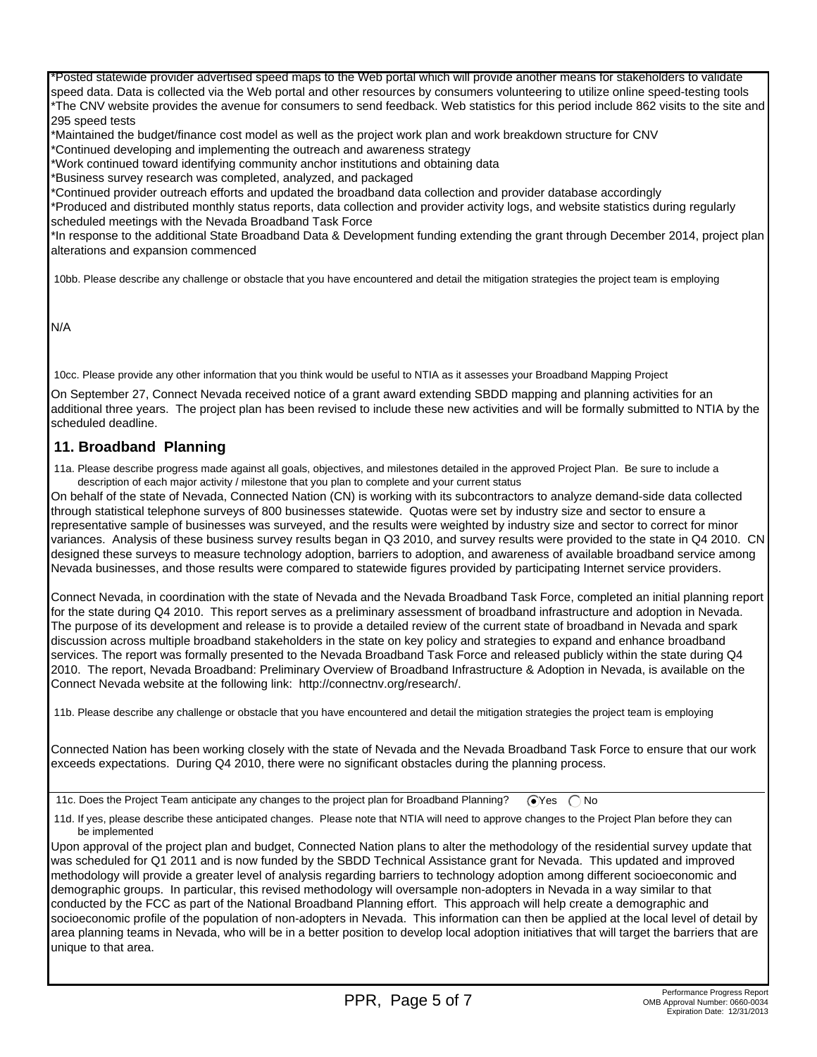*Posted statewide provider advertised speed maps to the Web portal which will provide another means for stakeholders to validate speed data. Data is collected via the Web portal and other resources by consumers volunteering to utilize online speed-testing tools
*The CNV website provides the avenue for consumers to send feedback. Web statistics for this period include 862 visits to the site and 295 speed tests
*Maintained the budget/finance cost model as well as the project work plan and work breakdown structure for CNV
*Continued developing and implementing the outreach and awareness strategy
*Work continued toward identifying community anchor institutions and obtaining data
*Business survey research was completed, analyzed, and packaged
*Continued provider outreach efforts and updated the broadband data collection and provider database accordingly
*Produced and distributed monthly status reports, data collection and provider activity logs, and website statistics during regularly scheduled meetings with the Nevada Broadband Task Force
*In response to the additional State Broadband Data & Development funding extending the grant through December 2014, project plan alterations and expansion commenced

10bb. Please describe any challenge or obstacle that you have encountered and detail the mitigation strategies the project team is employing

N/A

10cc. Please provide any other information that you think would be useful to NTIA as it assesses your Broadband Mapping Project

On September 27, Connect Nevada received notice of a grant award extending SBDD mapping and planning activities for an additional three years. The project plan has been revised to include these new activities and will be formally submitted to NTIA by the scheduled deadline.

## 11. Broadband Planning

11a. Please describe progress made against all goals, objectives, and milestones detailed in the approved Project Plan. Be sure to include a description of each major activity / milestone that you plan to complete and your current status

On behalf of the state of Nevada, Connected Nation (CN) is working with its subcontractors to analyze demand-side data collected through statistical telephone surveys of 800 businesses statewide. Quotas were set by industry size and sector to ensure a representative sample of businesses was surveyed, and the results were weighted by industry size and sector to correct for minor variances. Analysis of these business survey results began in Q3 2010, and survey results were provided to the state in Q4 2010. CN designed these surveys to measure technology adoption, barriers to adoption, and awareness of available broadband service among Nevada businesses, and those results were compared to statewide figures provided by participating Internet service providers.

Connect Nevada, in coordination with the state of Nevada and the Nevada Broadband Task Force, completed an initial planning report for the state during Q4 2010. This report serves as a preliminary assessment of broadband infrastructure and adoption in Nevada. The purpose of its development and release is to provide a detailed review of the current state of broadband in Nevada and spark discussion across multiple broadband stakeholders in the state on key policy and strategies to expand and enhance broadband services. The report was formally presented to the Nevada Broadband Task Force and released publicly within the state during Q4 2010. The report, Nevada Broadband: Preliminary Overview of Broadband Infrastructure & Adoption in Nevada, is available on the Connect Nevada website at the following link: http://connectnv.org/research/.

11b. Please describe any challenge or obstacle that you have encountered and detail the mitigation strategies the project team is employing

Connected Nation has been working closely with the state of Nevada and the Nevada Broadband Task Force to ensure that our work exceeds expectations. During Q4 2010, there were no significant obstacles during the planning process.

11c. Does the Project Team anticipate any changes to the project plan for Broadband Planning? (●) Yes ( ) No

11d. If yes, please describe these anticipated changes. Please note that NTIA will need to approve changes to the Project Plan before they can be implemented

Upon approval of the project plan and budget, Connected Nation plans to alter the methodology of the residential survey update that was scheduled for Q1 2011 and is now funded by the SBDD Technical Assistance grant for Nevada. This updated and improved methodology will provide a greater level of analysis regarding barriers to technology adoption among different socioeconomic and demographic groups. In particular, this revised methodology will oversample non-adopters in Nevada in a way similar to that conducted by the FCC as part of the National Broadband Planning effort. This approach will help create a demographic and socioeconomic profile of the population of non-adopters in Nevada. This information can then be applied at the local level of detail by area planning teams in Nevada, who will be in a better position to develop local adoption initiatives that will target the barriers that are unique to that area.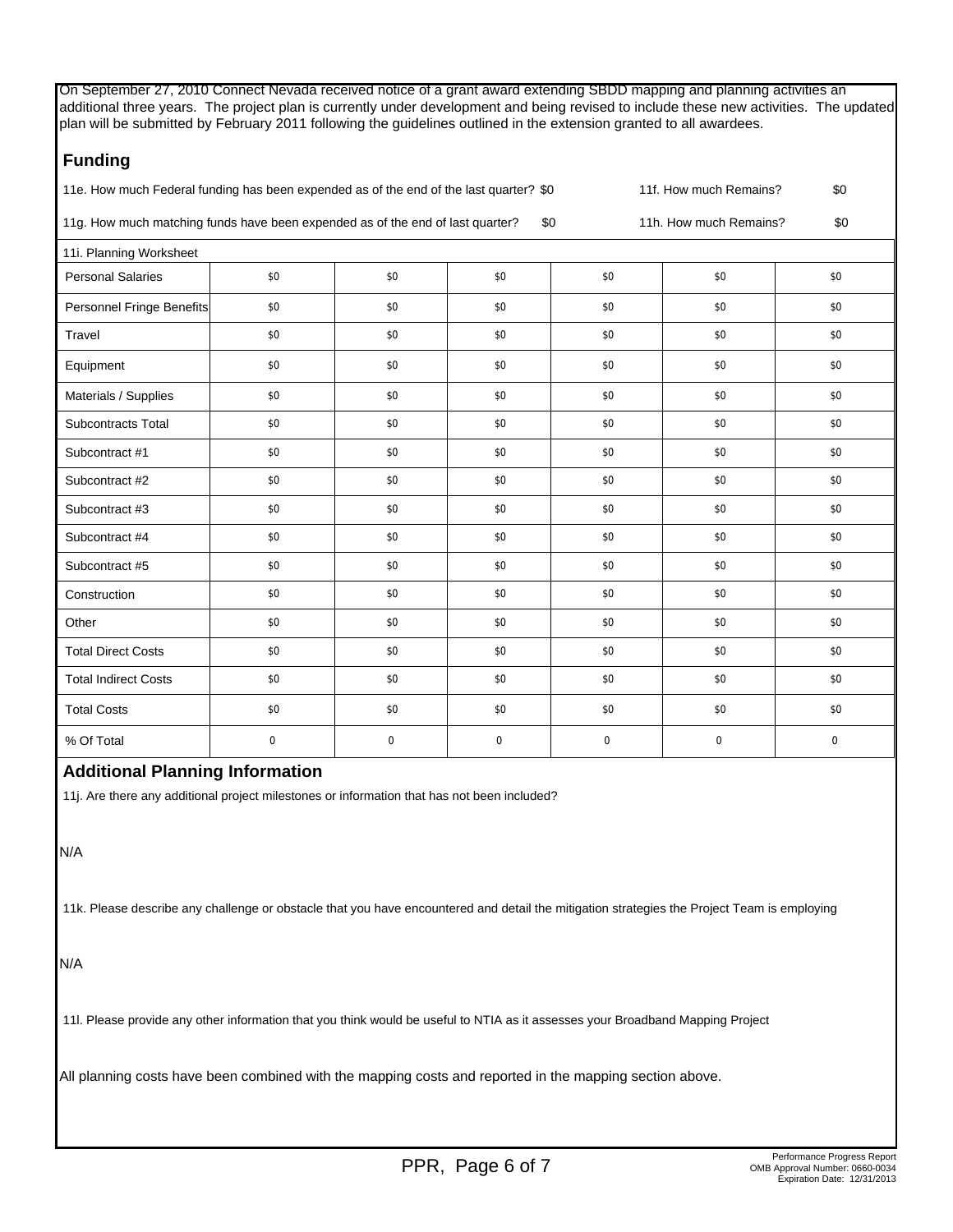On September 27, 2010 Connect Nevada received notice of a grant award extending SBDD mapping and planning activities an additional three years. The project plan is currently under development and being revised to include these new activities. The updated plan will be submitted by February 2011 following the guidelines outlined in the extension granted to all awardees.

## Funding

11e. How much Federal funding has been expended as of the end of the last quarter? $0 &nbsp;&nbsp;&nbsp; 11f. How much Remains? $0

11g. How much matching funds have been expended as of the end of last quarter? $0 &nbsp;&nbsp;&nbsp; 11h. How much Remains? $0

| 11i. Planning Worksheet | | | | | | |
|---|---|---|---|---|---|---|
| Personal Salaries | $0 | $0 | $0 | $0 | $0 | $0 |
| Personnel Fringe Benefits | $0 | $0 | $0 | $0 | $0 | $0 |
| Travel | $0 | $0 | $0 | $0 | $0 | $0 |
| Equipment | $0 | $0 | $0 | $0 | $0 | $0 |
| Materials / Supplies | $0 | $0 | $0 | $0 | $0 | $0 |
| Subcontracts Total | $0 | $0 | $0 | $0 | $0 | $0 |
| Subcontract #1 | $0 | $0 | $0 | $0 | $0 | $0 |
| Subcontract #2 | $0 | $0 | $0 | $0 | $0 | $0 |
| Subcontract #3 | $0 | $0 | $0 | $0 | $0 | $0 |
| Subcontract #4 | $0 | $0 | $0 | $0 | $0 | $0 |
| Subcontract #5 | $0 | $0 | $0 | $0 | $0 | $0 |
| Construction | $0 | $0 | $0 | $0 | $0 | $0 |
| Other | $0 | $0 | $0 | $0 | $0 | $0 |
| Total Direct Costs | $0 | $0 | $0 | $0 | $0 | $0 |
| Total Indirect Costs | $0 | $0 | $0 | $0 | $0 | $0 |
| Total Costs | $0 | $0 | $0 | $0 | $0 | $0 |
| % Of Total | 0 | 0 | 0 | 0 | 0 | 0 |

## Additional Planning Information

11j. Are there any additional project milestones or information that has not been included?

N/A

11k. Please describe any challenge or obstacle that you have encountered and detail the mitigation strategies the Project Team is employing

N/A

11l. Please provide any other information that you think would be useful to NTIA as it assesses your Broadband Mapping Project

All planning costs have been combined with the mapping costs and reported in the mapping section above.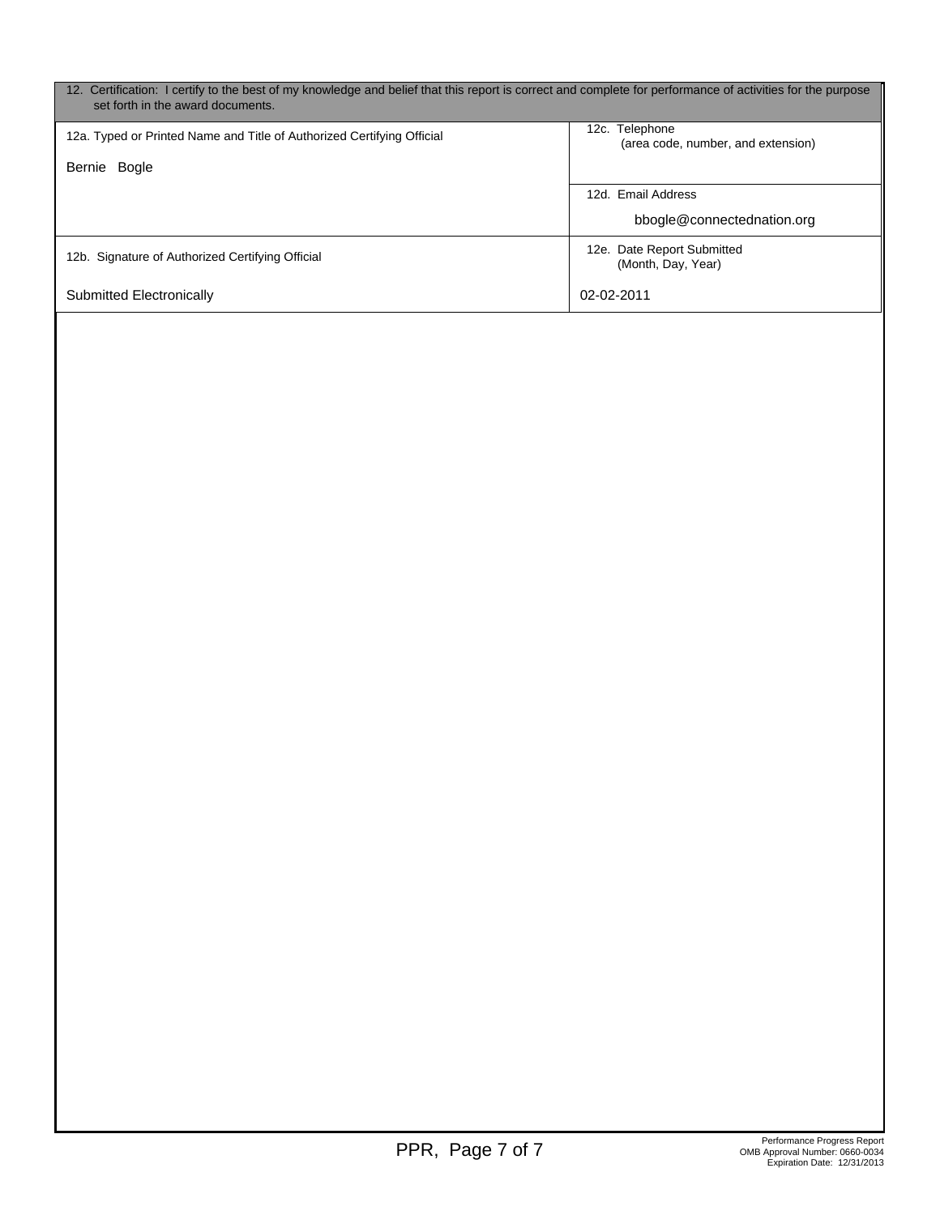| 12. Certification: I certify to the best of my knowledge and belief that this report is correct and complete for performance of activities for the purpose set forth in the award documents. | |
|---|---|
| 12a. Typed or Printed Name and Title of Authorized Certifying Official<br><br>Bernie Bogle | 12c. Telephone (area code, number, and extension)<br><br>12d. Email Address<br><br>bbogle@connectednation.org |
| 12b. Signature of Authorized Certifying Official<br><br>Submitted Electronically | 12e. Date Report Submitted (Month, Day, Year)<br><br>02-02-2011 |

Performance Progress Report
OMB Approval Number: 0660-0034
Expiration Date: 12/31/2013